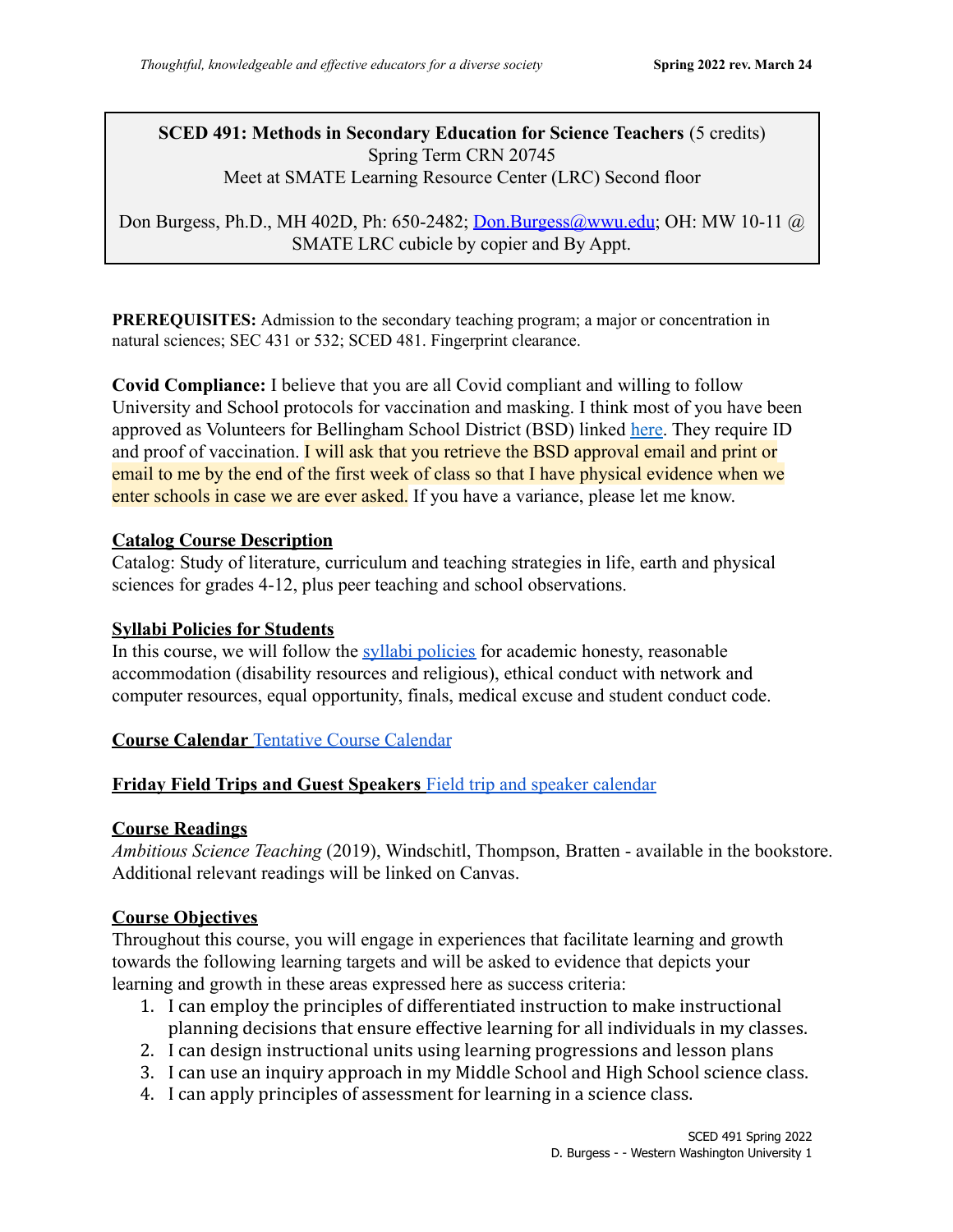**SCED 491: Methods in Secondary Education for Science Teachers** (5 credits)
Spring Term CRN 20745
Meet at SMATE Learning Resource Center (LRC) Second floor

Don Burgess, Ph.D., MH 402D, Ph: 650-2482; Don.Burgess@wwu.edu; OH: MW 10-11 @ SMATE LRC cubicle by copier and By Appt.

**PREREQUISITES:** Admission to the secondary teaching program; a major or concentration in natural sciences; SEC 431 or 532; SCED 481. Fingerprint clearance.

**Covid Compliance:** I believe that you are all Covid compliant and willing to follow University and School protocols for vaccination and masking. I think most of you have been approved as Volunteers for Bellingham School District (BSD) linked here. They require ID and proof of vaccination. I will ask that you retrieve the BSD approval email and print or email to me by the end of the first week of class so that I have physical evidence when we enter schools in case we are ever asked. If you have a variance, please let me know.

## Catalog Course Description

Catalog: Study of literature, curriculum and teaching strategies in life, earth and physical sciences for grades 4-12, plus peer teaching and school observations.

## Syllabi Policies for Students

In this course, we will follow the syllabi policies for academic honesty, reasonable accommodation (disability resources and religious), ethical conduct with network and computer resources, equal opportunity, finals, medical excuse and student conduct code.

## Course Calendar Tentative Course Calendar

## Friday Field Trips and Guest Speakers Field trip and speaker calendar

## Course Readings

*Ambitious Science Teaching* (2019), Windschitl, Thompson, Bratten - available in the bookstore. Additional relevant readings will be linked on Canvas.

## Course Objectives

Throughout this course, you will engage in experiences that facilitate learning and growth towards the following learning targets and will be asked to evidence that depicts your learning and growth in these areas expressed here as success criteria:

1. I can employ the principles of differentiated instruction to make instructional planning decisions that ensure effective learning for all individuals in my classes.
2. I can design instructional units using learning progressions and lesson plans
3. I can use an inquiry approach in my Middle School and High School science class.
4. I can apply principles of assessment for learning in a science class.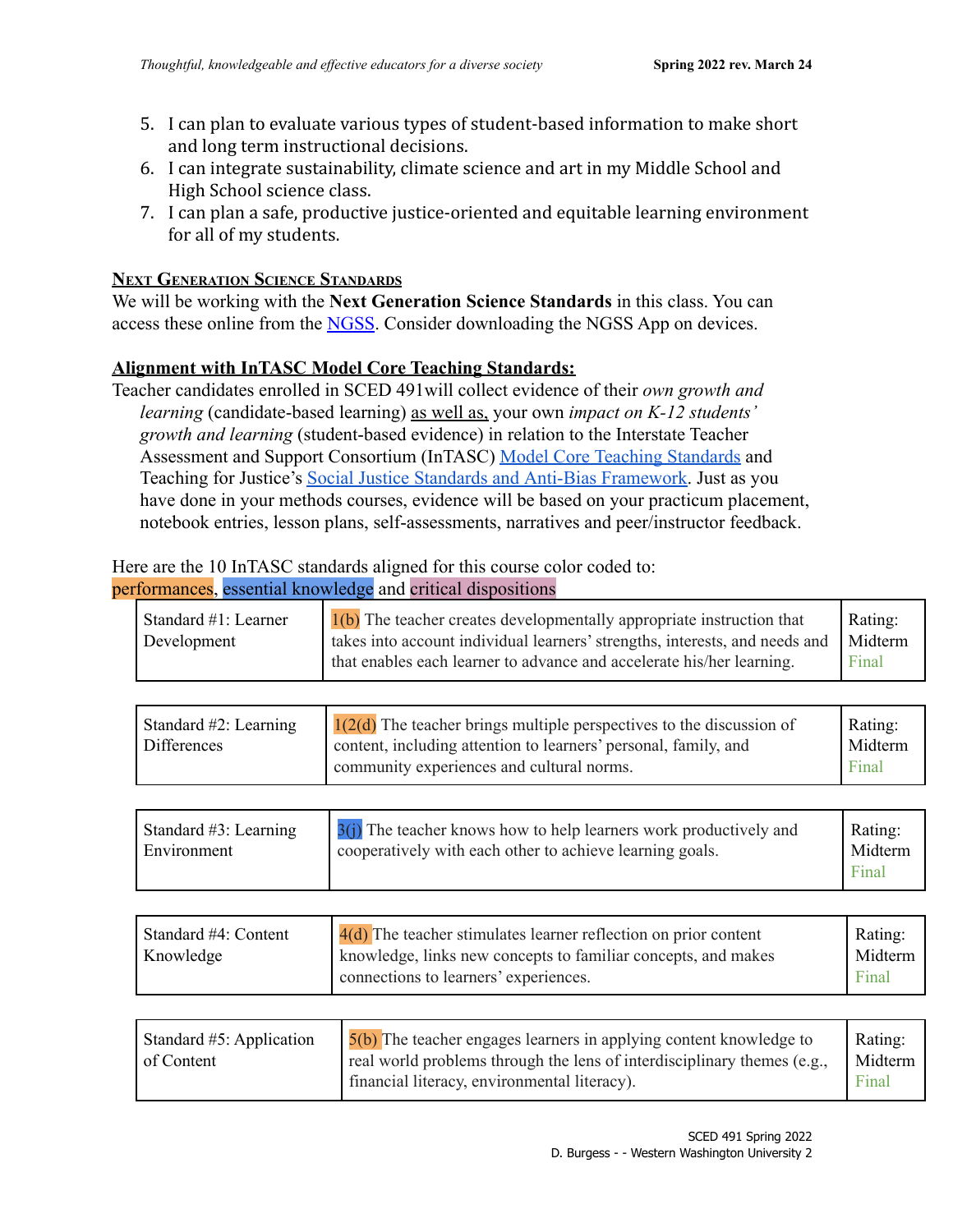5. I can plan to evaluate various types of student-based information to make short and long term instructional decisions.
6. I can integrate sustainability, climate science and art in my Middle School and High School science class.
7. I can plan a safe, productive justice-oriented and equitable learning environment for all of my students.

## Next Generation Science Standards

We will be working with the **Next Generation Science Standards** in this class. You can access these online from the NGSS. Consider downloading the NGSS App on devices.

## Alignment with InTASC Model Core Teaching Standards:

Teacher candidates enrolled in SCED 491will collect evidence of their *own growth and learning* (candidate-based learning) as well as, your own *impact on K-12 students' growth and learning* (student-based evidence) in relation to the Interstate Teacher Assessment and Support Consortium (InTASC) Model Core Teaching Standards and Teaching for Justice's Social Justice Standards and Anti-Bias Framework. Just as you have done in your methods courses, evidence will be based on your practicum placement, notebook entries, lesson plans, self-assessments, narratives and peer/instructor feedback.

Here are the 10 InTASC standards aligned for this course color coded to: performances, essential knowledge and critical dispositions

| Standard | Description | Rating |
|---|---|---|
| Standard #1: Learner Development | 1(b) The teacher creates developmentally appropriate instruction that takes into account individual learners' strengths, interests, and needs and that enables each learner to advance and accelerate his/her learning. | Rating: Midterm Final |
| Standard #2: Learning Differences | 1(2(d) The teacher brings multiple perspectives to the discussion of content, including attention to learners' personal, family, and community experiences and cultural norms. | Rating: Midterm Final |
| Standard #3: Learning Environment | 3(j) The teacher knows how to help learners work productively and cooperatively with each other to achieve learning goals. | Rating: Midterm Final |
| Standard #4: Content Knowledge | 4(d) The teacher stimulates learner reflection on prior content knowledge, links new concepts to familiar concepts, and makes connections to learners' experiences. | Rating: Midterm Final |
| Standard #5: Application of Content | 5(b) The teacher engages learners in applying content knowledge to real world problems through the lens of interdisciplinary themes (e.g., financial literacy, environmental literacy). | Rating: Midterm Final |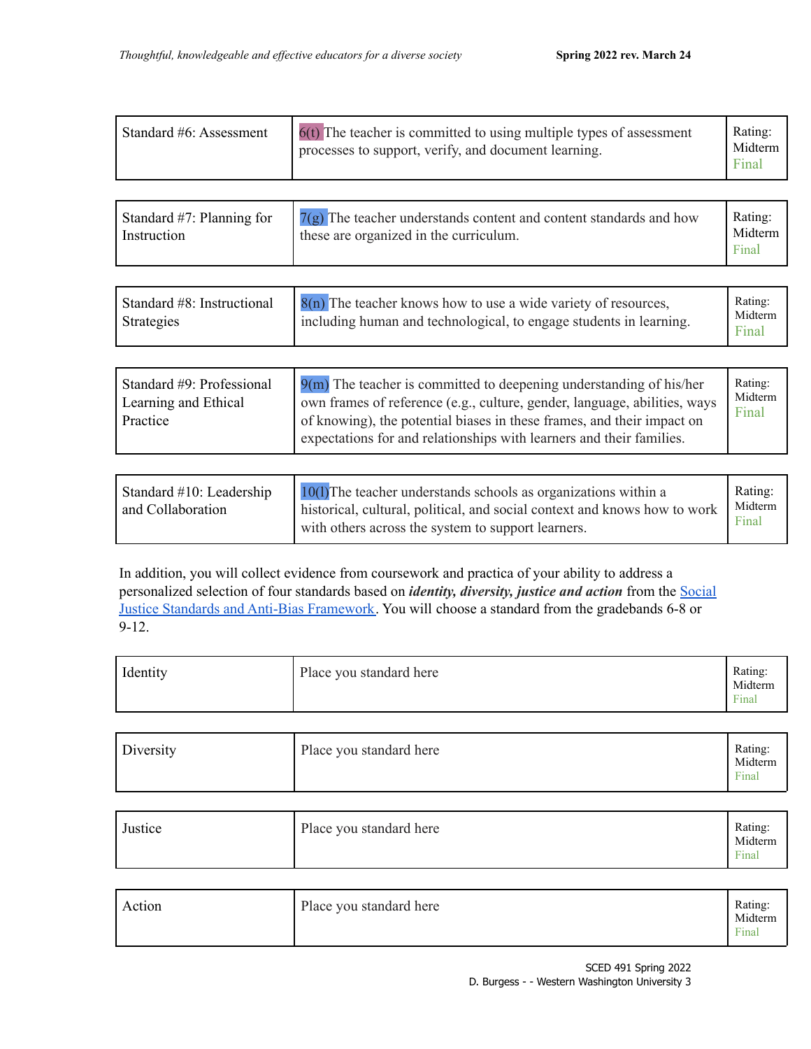| Standard #6: Assessment | 6(t) The teacher is committed to using multiple types of assessment processes to support, verify, and document learning. | Rating: Midterm Final |
|---|---|---|

| Standard #7: Planning for Instruction | 7(g) The teacher understands content and content standards and how these are organized in the curriculum. | Rating: Midterm Final |
|---|---|---|

| Standard #8: Instructional Strategies | 8(n) The teacher knows how to use a wide variety of resources, including human and technological, to engage students in learning. | Rating: Midterm Final |
|---|---|---|

| Standard #9: Professional Learning and Ethical Practice | 9(m) The teacher is committed to deepening understanding of his/her own frames of reference (e.g., culture, gender, language, abilities, ways of knowing), the potential biases in these frames, and their impact on expectations for and relationships with learners and their families. | Rating: Midterm Final |
|---|---|---|

| Standard #10: Leadership and Collaboration | 10(l)The teacher understands schools as organizations within a historical, cultural, political, and social context and knows how to work with others across the system to support learners. | Rating: Midterm Final |
|---|---|---|

In addition, you will collect evidence from coursework and practica of your ability to address a personalized selection of four standards based on ***identity, diversity, justice and action*** from the Social Justice Standards and Anti-Bias Framework. You will choose a standard from the gradebands 6-8 or 9-12.

| Identity | Place you standard here | Rating: Midterm Final |
|---|---|---|

| Diversity | Place you standard here | Rating: Midterm Final |
|---|---|---|

| Justice | Place you standard here | Rating: Midterm Final |
|---|---|---|

| Action | Place you standard here | Rating: Midterm Final |
|---|---|---|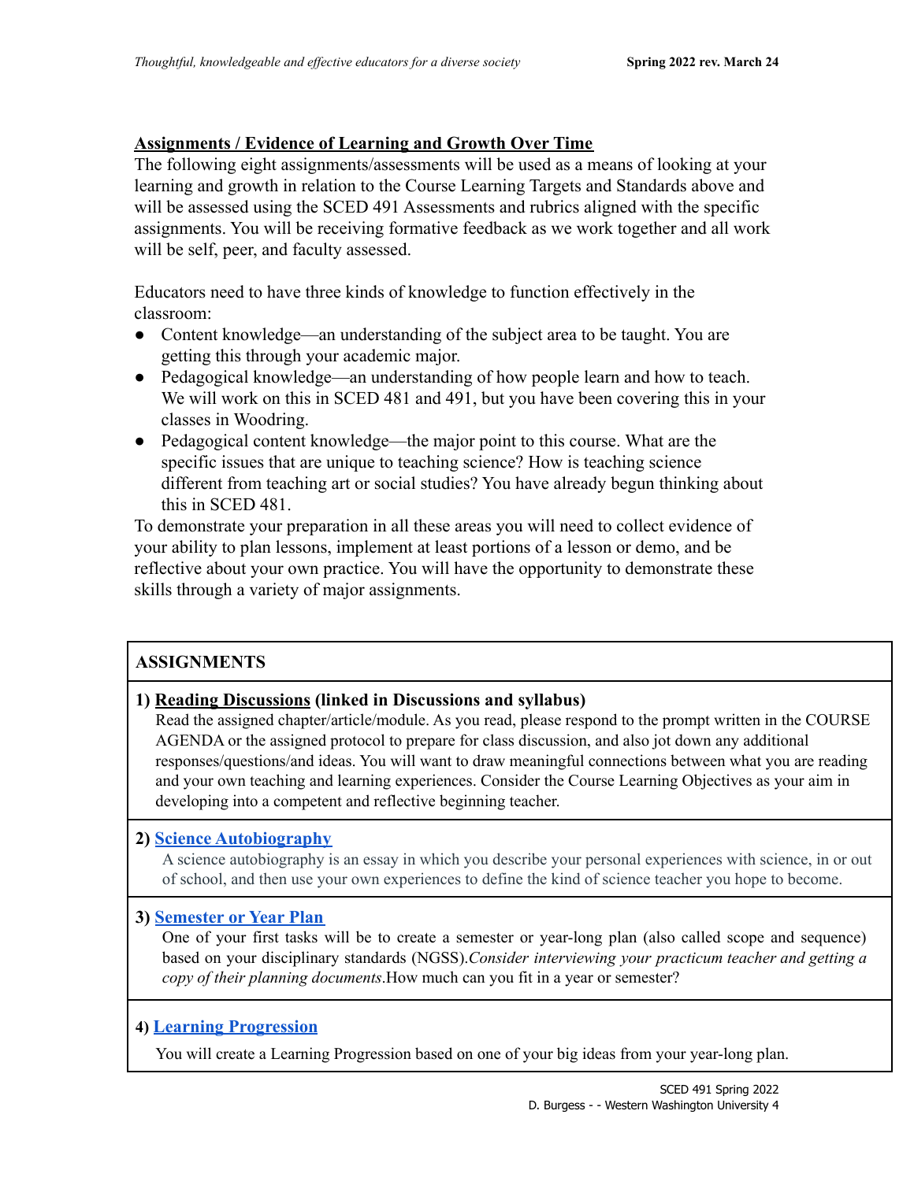**Assignments / Evidence of Learning and Growth Over Time**

The following eight assignments/assessments will be used as a means of looking at your learning and growth in relation to the Course Learning Targets and Standards above and will be assessed using the SCED 491 Assessments and rubrics aligned with the specific assignments. You will be receiving formative feedback as we work together and all work will be self, peer, and faculty assessed.

Educators need to have three kinds of knowledge to function effectively in the classroom:

- Content knowledge—an understanding of the subject area to be taught. You are getting this through your academic major.
- Pedagogical knowledge—an understanding of how people learn and how to teach. We will work on this in SCED 481 and 491, but you have been covering this in your classes in Woodring.
- Pedagogical content knowledge—the major point to this course. What are the specific issues that are unique to teaching science? How is teaching science different from teaching art or social studies? You have already begun thinking about this in SCED 481.

To demonstrate your preparation in all these areas you will need to collect evidence of your ability to plan lessons, implement at least portions of a lesson or demo, and be reflective about your own practice. You will have the opportunity to demonstrate these skills through a variety of major assignments.

| ASSIGNMENTS |
| --- |
| **1) Reading Discussions (linked in Discussions and syllabus)**<br>Read the assigned chapter/article/module. As you read, please respond to the prompt written in the COURSE AGENDA or the assigned protocol to prepare for class discussion, and also jot down any additional responses/questions/and ideas. You will want to draw meaningful connections between what you are reading and your own teaching and learning experiences. Consider the Course Learning Objectives as your aim in developing into a competent and reflective beginning teacher. |
| **2) Science Autobiography**<br>A science autobiography is an essay in which you describe your personal experiences with science, in or out of school, and then use your own experiences to define the kind of science teacher you hope to become. |
| **3) Semester or Year Plan**<br>One of your first tasks will be to create a semester or year-long plan (also called scope and sequence) based on your disciplinary standards (NGSS).*Consider interviewing your practicum teacher and getting a copy of their planning documents*.How much can you fit in a year or semester? |
| **4) Learning Progression**<br>You will create a Learning Progression based on one of your big ideas from your year-long plan. |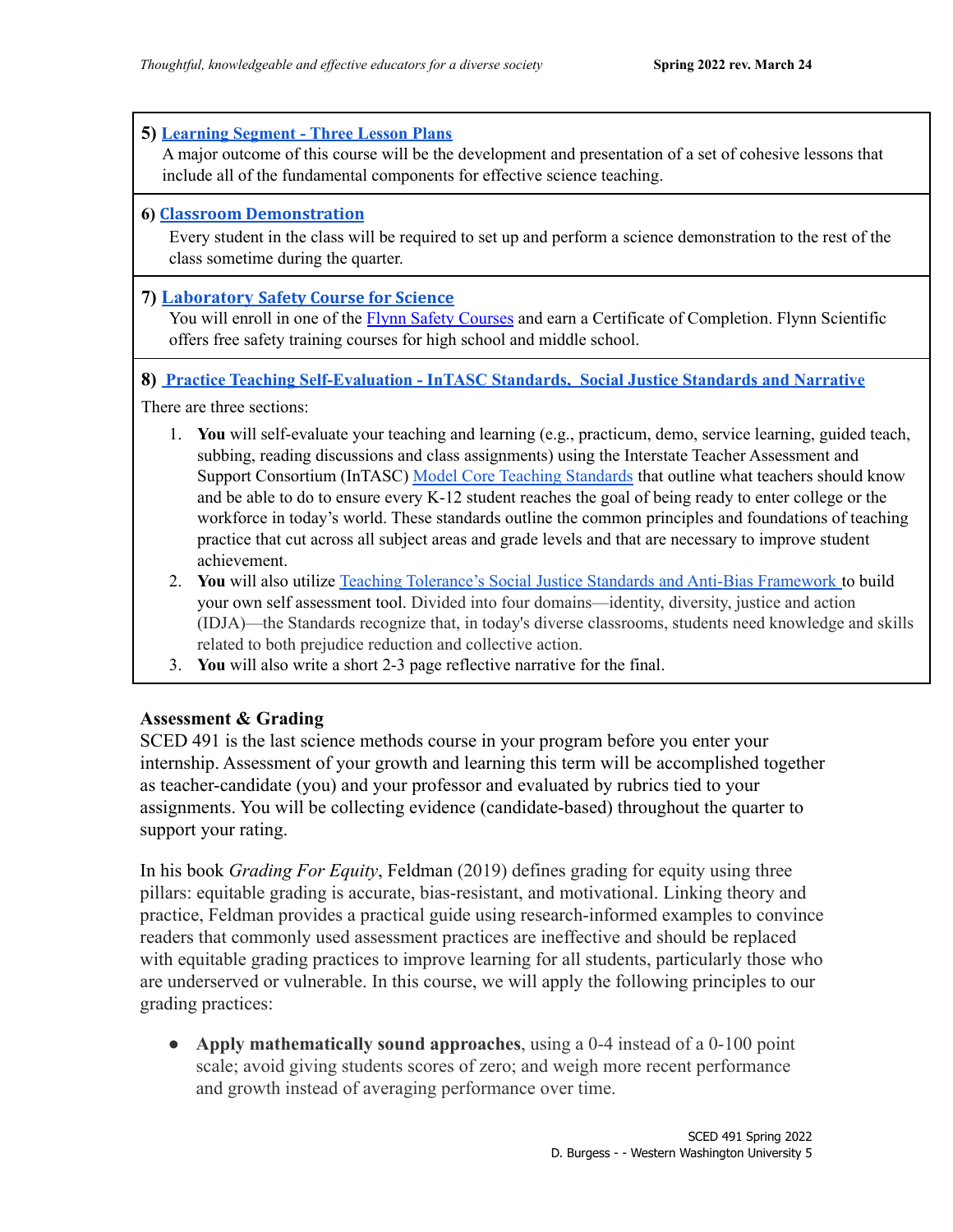**5) Learning Segment - Three Lesson Plans**

A major outcome of this course will be the development and presentation of a set of cohesive lessons that include all of the fundamental components for effective science teaching.

**6) Classroom Demonstration**

Every student in the class will be required to set up and perform a science demonstration to the rest of the class sometime during the quarter.

**7) Laboratory Safety Course for Science**

You will enroll in one of the Flynn Safety Courses and earn a Certificate of Completion. Flynn Scientific offers free safety training courses for high school and middle school.

**8) Practice Teaching Self-Evaluation - InTASC Standards, Social Justice Standards and Narrative**

There are three sections:

1. **You** will self-evaluate your teaching and learning (e.g., practicum, demo, service learning, guided teach, subbing, reading discussions and class assignments) using the Interstate Teacher Assessment and Support Consortium (InTASC) Model Core Teaching Standards that outline what teachers should know and be able to do to ensure every K-12 student reaches the goal of being ready to enter college or the workforce in today's world. These standards outline the common principles and foundations of teaching practice that cut across all subject areas and grade levels and that are necessary to improve student achievement.
2. **You** will also utilize Teaching Tolerance's Social Justice Standards and Anti-Bias Framework to build your own self assessment tool. Divided into four domains—identity, diversity, justice and action (IDJA)—the Standards recognize that, in today's diverse classrooms, students need knowledge and skills related to both prejudice reduction and collective action.
3. **You** will also write a short 2-3 page reflective narrative for the final.

**Assessment & Grading**

SCED 491 is the last science methods course in your program before you enter your internship. Assessment of your growth and learning this term will be accomplished together as teacher-candidate (you) and your professor and evaluated by rubrics tied to your assignments. You will be collecting evidence (candidate-based) throughout the quarter to support your rating.

In his book *Grading For Equity*, Feldman (2019) defines grading for equity using three pillars: equitable grading is accurate, bias-resistant, and motivational. Linking theory and practice, Feldman provides a practical guide using research-informed examples to convince readers that commonly used assessment practices are ineffective and should be replaced with equitable grading practices to improve learning for all students, particularly those who are underserved or vulnerable. In this course, we will apply the following principles to our grading practices:

- **Apply mathematically sound approaches**, using a 0-4 instead of a 0-100 point scale; avoid giving students scores of zero; and weigh more recent performance and growth instead of averaging performance over time.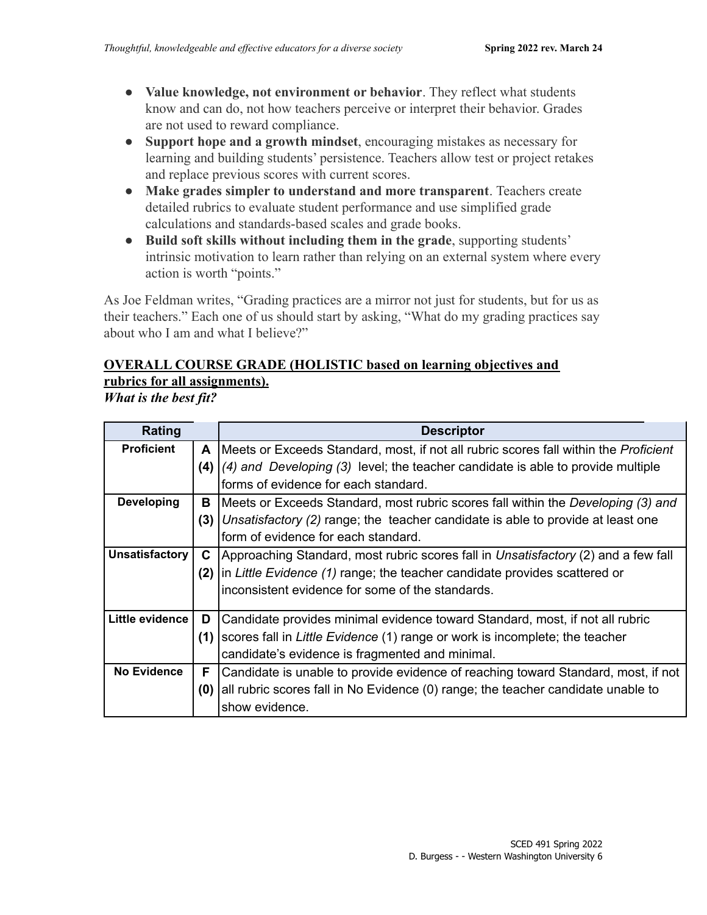- **Value knowledge, not environment or behavior**. They reflect what students know and can do, not how teachers perceive or interpret their behavior. Grades are not used to reward compliance.
- **Support hope and a growth mindset**, encouraging mistakes as necessary for learning and building students' persistence. Teachers allow test or project retakes and replace previous scores with current scores.
- **Make grades simpler to understand and more transparent**. Teachers create detailed rubrics to evaluate student performance and use simplified grade calculations and standards-based scales and grade books.
- **Build soft skills without including them in the grade**, supporting students' intrinsic motivation to learn rather than relying on an external system where every action is worth "points."

As Joe Feldman writes, "Grading practices are a mirror not just for students, but for us as their teachers." Each one of us should start by asking, "What do my grading practices say about who I am and what I believe?"

**OVERALL COURSE GRADE (HOLISTIC based on learning objectives and rubrics for all assignments).**

***What is the best fit?***

| Rating | | Descriptor |
|---|---|---|
| **Proficient** | **A (4)** | Meets or Exceeds Standard, most, if not all rubric scores fall within the *Proficient (4) and Developing (3)* level; the teacher candidate is able to provide multiple forms of evidence for each standard. |
| **Developing** | **B (3)** | Meets or Exceeds Standard, most rubric scores fall within the *Developing (3) and Unsatisfactory (2)* range; the teacher candidate is able to provide at least one form of evidence for each standard. |
| **Unsatisfactory** | **C (2)** | Approaching Standard, most rubric scores fall in *Unsatisfactory* (2) and a few fall in *Little Evidence (1)* range; the teacher candidate provides scattered or inconsistent evidence for some of the standards. |
| **Little evidence** | **D (1)** | Candidate provides minimal evidence toward Standard, most, if not all rubric scores fall in *Little Evidence* (1) range or work is incomplete; the teacher candidate's evidence is fragmented and minimal. |
| **No Evidence** | **F (0)** | Candidate is unable to provide evidence of reaching toward Standard, most, if not all rubric scores fall in No Evidence (0) range; the teacher candidate unable to show evidence. |